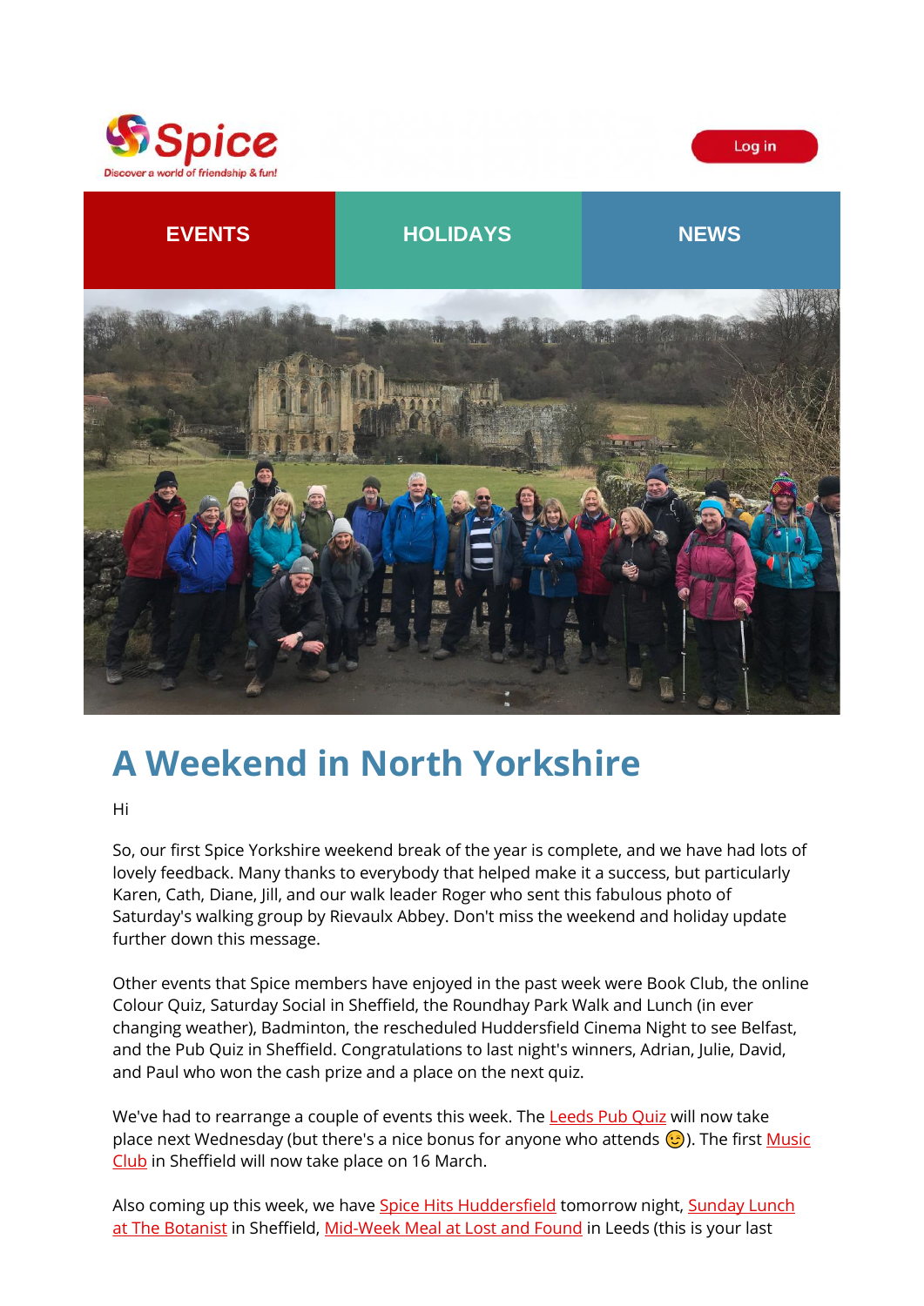Spice
Discover a world of friendship & fun!

Log in

EVENTS | HOLIDAYS | NEWS

# A Weekend in North Yorkshire

Hi

So, our first Spice Yorkshire weekend break of the year is complete, and we have had lots of lovely feedback. Many thanks to everybody that helped make it a success, but particularly Karen, Cath, Diane, Jill, and our walk leader Roger who sent this fabulous photo of Saturday's walking group by Rievaulx Abbey. Don't miss the weekend and holiday update further down this message.

Other events that Spice members have enjoyed in the past week were Book Club, the online Colour Quiz, Saturday Social in Sheffield, the Roundhay Park Walk and Lunch (in ever changing weather), Badminton, the rescheduled Huddersfield Cinema Night to see Belfast, and the Pub Quiz in Sheffield. Congratulations to last night's winners, Adrian, Julie, David, and Paul who won the cash prize and a place on the next quiz.

We've had to rearrange a couple of events this week. The Leeds Pub Quiz will now take place next Wednesday (but there's a nice bonus for anyone who attends 😉). The first Music Club in Sheffield will now take place on 16 March.

Also coming up this week, we have Spice Hits Huddersfield tomorrow night, Sunday Lunch at The Botanist in Sheffield, Mid-Week Meal at Lost and Found in Leeds (this is your last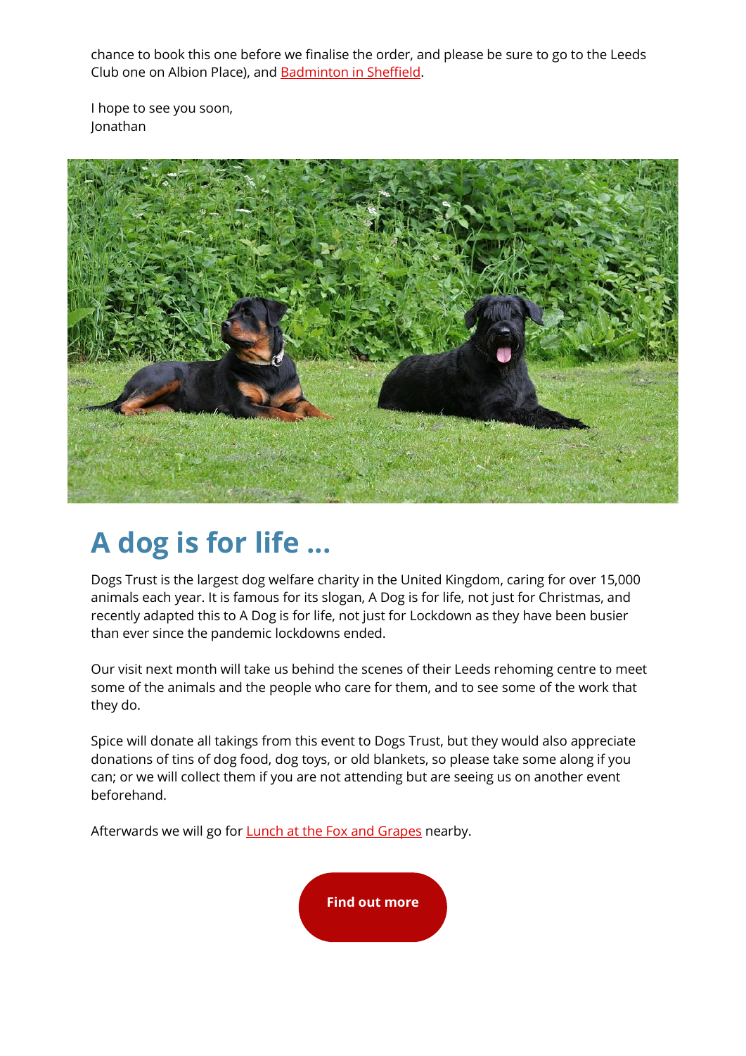chance to book this one before we finalise the order, and please be sure to go to the Leeds Club one on Albion Place), and Badminton in Sheffield.

I hope to see you soon,
Jonathan

# A dog is for life ...

Dogs Trust is the largest dog welfare charity in the United Kingdom, caring for over 15,000 animals each year. It is famous for its slogan, A Dog is for life, not just for Christmas, and recently adapted this to A Dog is for life, not just for Lockdown as they have been busier than ever since the pandemic lockdowns ended.

Our visit next month will take us behind the scenes of their Leeds rehoming centre to meet some of the animals and the people who care for them, and to see some of the work that they do.

Spice will donate all takings from this event to Dogs Trust, but they would also appreciate donations of tins of dog food, dog toys, or old blankets, so please take some along if you can; or we will collect them if you are not attending but are seeing us on another event beforehand.

Afterwards we will go for Lunch at the Fox and Grapes nearby.

**Find out more**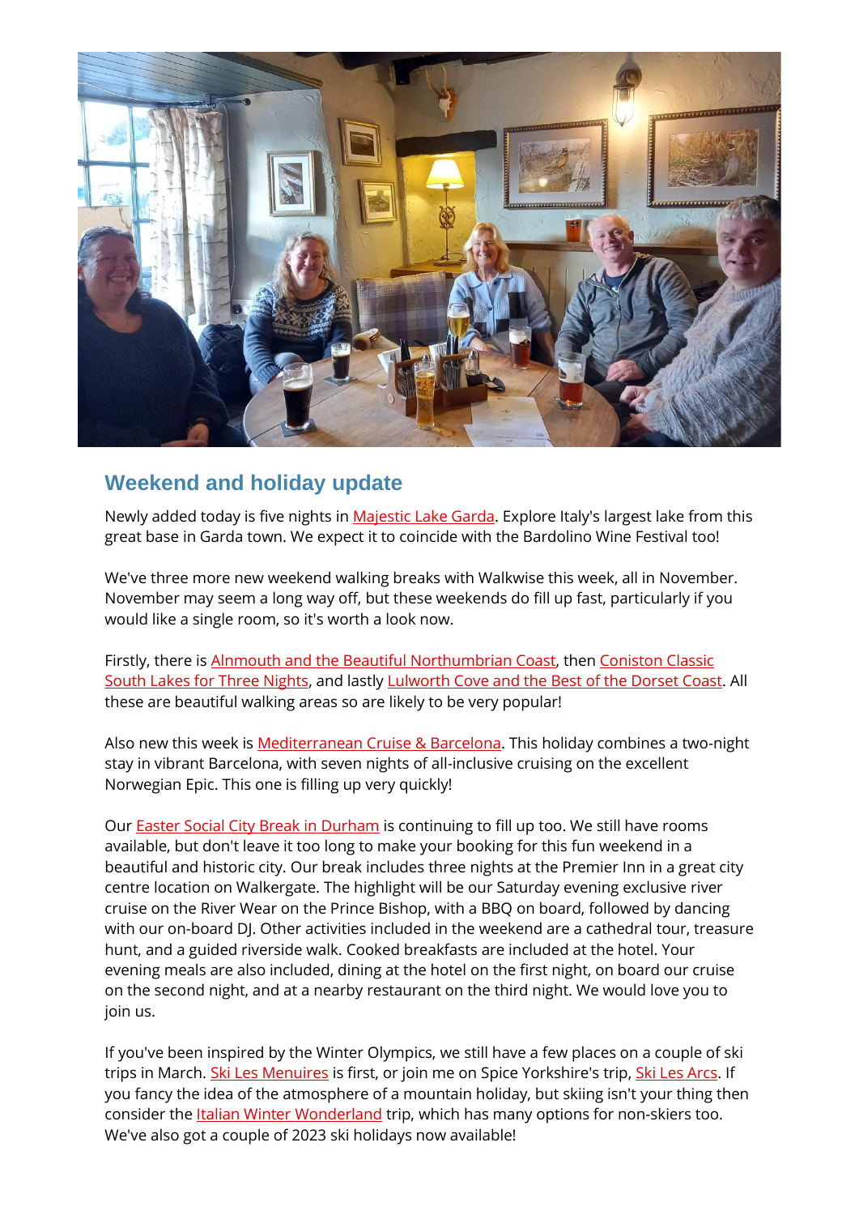## Weekend and holiday update

Newly added today is five nights in Majestic Lake Garda. Explore Italy's largest lake from this great base in Garda town. We expect it to coincide with the Bardolino Wine Festival too!

We've three more new weekend walking breaks with Walkwise this week, all in November. November may seem a long way off, but these weekends do fill up fast, particularly if you would like a single room, so it's worth a look now.

Firstly, there is Alnmouth and the Beautiful Northumbrian Coast, then Coniston Classic South Lakes for Three Nights, and lastly Lulworth Cove and the Best of the Dorset Coast. All these are beautiful walking areas so are likely to be very popular!

Also new this week is Mediterranean Cruise & Barcelona. This holiday combines a two-night stay in vibrant Barcelona, with seven nights of all-inclusive cruising on the excellent Norwegian Epic. This one is filling up very quickly!

Our Easter Social City Break in Durham is continuing to fill up too. We still have rooms available, but don't leave it too long to make your booking for this fun weekend in a beautiful and historic city. Our break includes three nights at the Premier Inn in a great city centre location on Walkergate. The highlight will be our Saturday evening exclusive river cruise on the River Wear on the Prince Bishop, with a BBQ on board, followed by dancing with our on-board DJ. Other activities included in the weekend are a cathedral tour, treasure hunt, and a guided riverside walk. Cooked breakfasts are included at the hotel. Your evening meals are also included, dining at the hotel on the first night, on board our cruise on the second night, and at a nearby restaurant on the third night. We would love you to join us.

If you've been inspired by the Winter Olympics, we still have a few places on a couple of ski trips in March. Ski Les Menuires is first, or join me on Spice Yorkshire's trip, Ski Les Arcs. If you fancy the idea of the atmosphere of a mountain holiday, but skiing isn't your thing then consider the Italian Winter Wonderland trip, which has many options for non-skiers too. We've also got a couple of 2023 ski holidays now available!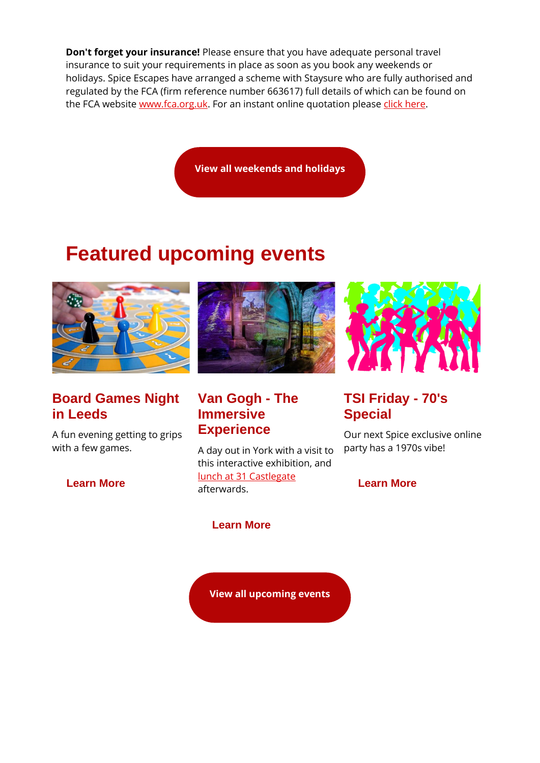**Don't forget your insurance!** Please ensure that you have adequate personal travel insurance to suit your requirements in place as soon as you book any weekends or holidays. Spice Escapes have arranged a scheme with Staysure who are fully authorised and regulated by the FCA (firm reference number 663617) full details of which can be found on the FCA website www.fca.org.uk. For an instant online quotation please click here.

View all weekends and holidays

# Featured upcoming events

### Board Games Night in Leeds

A fun evening getting to grips with a few games.

Learn More

### Van Gogh - The Immersive Experience

A day out in York with a visit to this interactive exhibition, and lunch at 31 Castlegate afterwards.

Learn More

### TSI Friday - 70's Special

Our next Spice exclusive online party has a 1970s vibe!

Learn More

View all upcoming events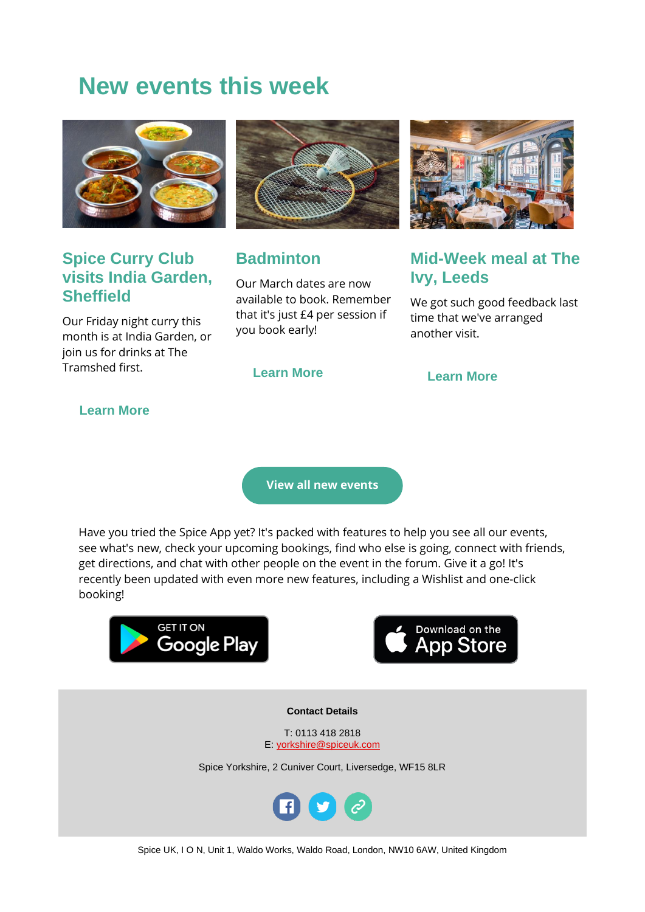# New events this week

### Spice Curry Club visits India Garden, Sheffield

Our Friday night curry this month is at India Garden, or join us for drinks at The Tramshed first.

Learn More

### Badminton

Our March dates are now available to book. Remember that it's just £4 per session if you book early!

Learn More

### Mid-Week meal at The Ivy, Leeds

We got such good feedback last time that we've arranged another visit.

Learn More

View all new events

Have you tried the Spice App yet? It's packed with features to help you see all our events, see what's new, check your upcoming bookings, find who else is going, connect with friends, get directions, and chat with other people on the event in the forum. Give it a go! It's recently been updated with even more new features, including a Wishlist and one-click booking!

GET IT ON Google Play

Download on the App Store

**Contact Details**

T: 0113 418 2818
E: yorkshire@spiceuk.com

Spice Yorkshire, 2 Cuniver Court, Liversedge, WF15 8LR

Spice UK, I O N, Unit 1, Waldo Works, Waldo Road, London, NW10 6AW, United Kingdom